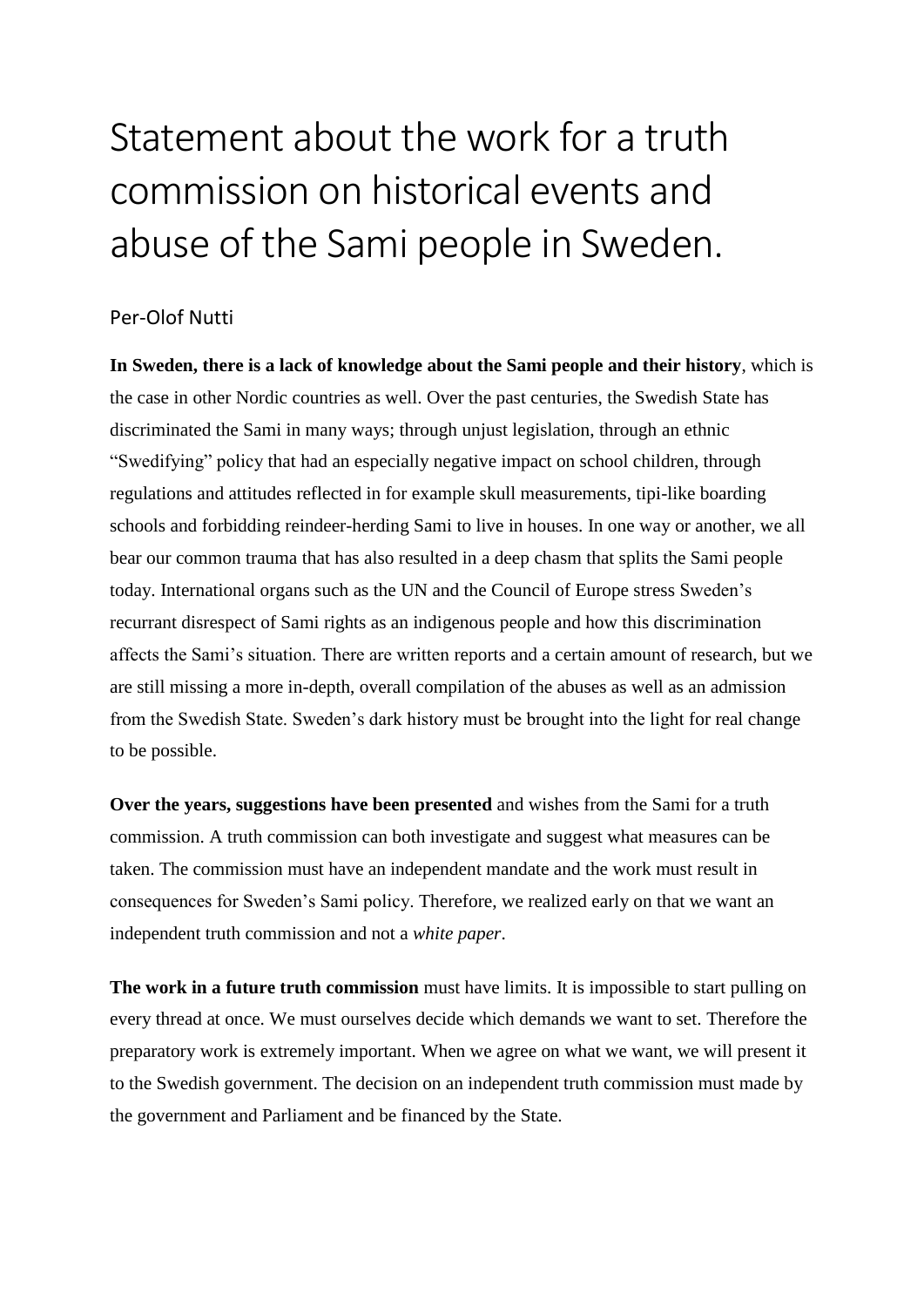# Statement about the work for a truth commission on historical events and abuse of the Sami people in Sweden.

Per-Olof Nutti

**In Sweden, there is a lack of knowledge about the Sami people and their history**, which is the case in other Nordic countries as well. Over the past centuries, the Swedish State has discriminated the Sami in many ways; through unjust legislation, through an ethnic "Swedifying" policy that had an especially negative impact on school children, through regulations and attitudes reflected in for example skull measurements, tipi-like boarding schools and forbidding reindeer-herding Sami to live in houses. In one way or another, we all bear our common trauma that has also resulted in a deep chasm that splits the Sami people today. International organs such as the UN and the Council of Europe stress Sweden's recurrant disrespect of Sami rights as an indigenous people and how this discrimination affects the Sami's situation. There are written reports and a certain amount of research, but we are still missing a more in-depth, overall compilation of the abuses as well as an admission from the Swedish State. Sweden's dark history must be brought into the light for real change to be possible.

**Over the years, suggestions have been presented** and wishes from the Sami for a truth commission. A truth commission can both investigate and suggest what measures can be taken. The commission must have an independent mandate and the work must result in consequences for Sweden's Sami policy. Therefore, we realized early on that we want an independent truth commission and not a *white paper*.

**The work in a future truth commission** must have limits. It is impossible to start pulling on every thread at once. We must ourselves decide which demands we want to set. Therefore the preparatory work is extremely important. When we agree on what we want, we will present it to the Swedish government. The decision on an independent truth commission must made by the government and Parliament and be financed by the State.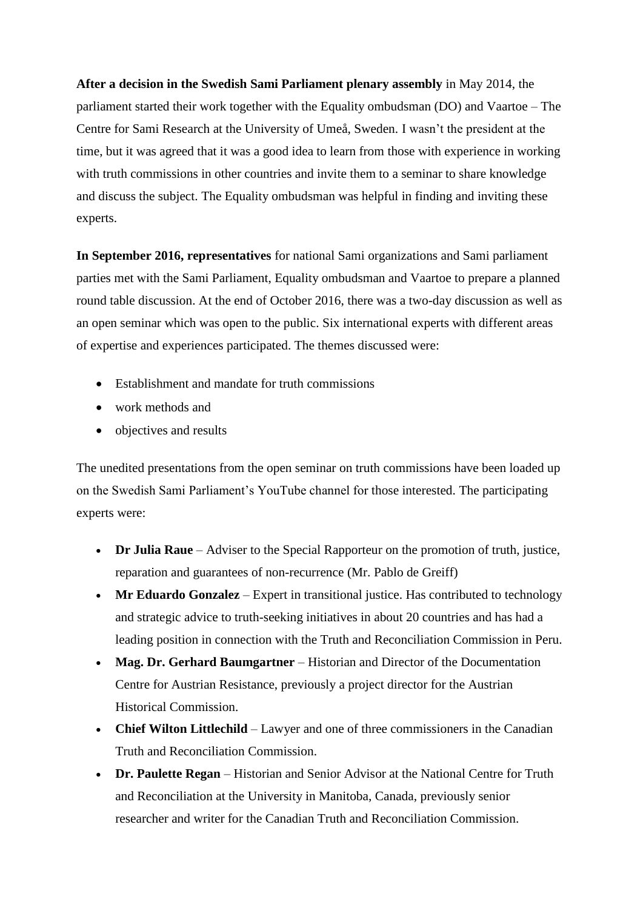**After a decision in the Swedish Sami Parliament plenary assembly** in May 2014, the parliament started their work together with the Equality ombudsman (DO) and Vaartoe – The Centre for Sami Research at the University of Umeå, Sweden. I wasn't the president at the time, but it was agreed that it was a good idea to learn from those with experience in working with truth commissions in other countries and invite them to a seminar to share knowledge and discuss the subject. The Equality ombudsman was helpful in finding and inviting these experts.

**In September 2016, representatives** for national Sami organizations and Sami parliament parties met with the Sami Parliament, Equality ombudsman and Vaartoe to prepare a planned round table discussion. At the end of October 2016, there was a two-day discussion as well as an open seminar which was open to the public. Six international experts with different areas of expertise and experiences participated. The themes discussed were:

- Establishment and mandate for truth commissions
- work methods and
- objectives and results

The unedited presentations from the open seminar on truth commissions have been loaded up on the Swedish Sami Parliament's YouTube channel for those interested. The participating experts were:

- **Dr Julia Raue** – Adviser to the Special Rapporteur on the promotion of truth, justice, reparation and guarantees of non-recurrence (Mr. Pablo de Greiff)
- **Mr Eduardo Gonzalez** – Expert in transitional justice. Has contributed to technology and strategic advice to truth-seeking initiatives in about 20 countries and has had a leading position in connection with the Truth and Reconciliation Commission in Peru.
- **Mag. Dr. Gerhard Baumgartner** – Historian and Director of the Documentation Centre for Austrian Resistance, previously a project director for the Austrian Historical Commission.
- **Chief Wilton Littlechild** – Lawyer and one of three commissioners in the Canadian Truth and Reconciliation Commission.
- **Dr. Paulette Regan** – Historian and Senior Advisor at the National Centre for Truth and Reconciliation at the University in Manitoba, Canada, previously senior researcher and writer for the Canadian Truth and Reconciliation Commission.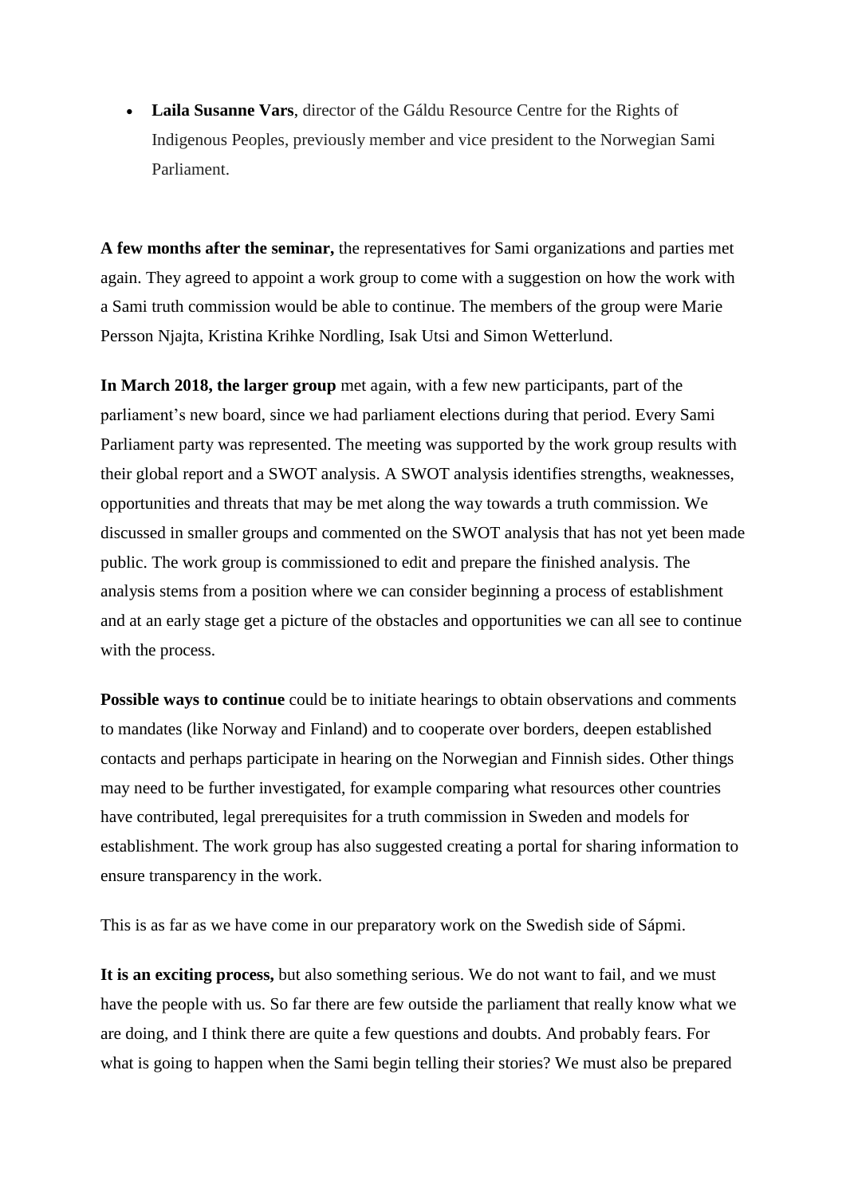- **Laila Susanne Vars**, director of the Gáldu Resource Centre for the Rights of Indigenous Peoples, previously member and vice president to the Norwegian Sami Parliament.

**A few months after the seminar,** the representatives for Sami organizations and parties met again. They agreed to appoint a work group to come with a suggestion on how the work with a Sami truth commission would be able to continue. The members of the group were Marie Persson Njajta, Kristina Krihke Nordling, Isak Utsi and Simon Wetterlund.

**In March 2018, the larger group** met again, with a few new participants, part of the parliament's new board, since we had parliament elections during that period. Every Sami Parliament party was represented. The meeting was supported by the work group results with their global report and a SWOT analysis. A SWOT analysis identifies strengths, weaknesses, opportunities and threats that may be met along the way towards a truth commission. We discussed in smaller groups and commented on the SWOT analysis that has not yet been made public. The work group is commissioned to edit and prepare the finished analysis. The analysis stems from a position where we can consider beginning a process of establishment and at an early stage get a picture of the obstacles and opportunities we can all see to continue with the process.

**Possible ways to continue** could be to initiate hearings to obtain observations and comments to mandates (like Norway and Finland) and to cooperate over borders, deepen established contacts and perhaps participate in hearing on the Norwegian and Finnish sides. Other things may need to be further investigated, for example comparing what resources other countries have contributed, legal prerequisites for a truth commission in Sweden and models for establishment. The work group has also suggested creating a portal for sharing information to ensure transparency in the work.

This is as far as we have come in our preparatory work on the Swedish side of Sápmi.

**It is an exciting process,** but also something serious. We do not want to fail, and we must have the people with us. So far there are few outside the parliament that really know what we are doing, and I think there are quite a few questions and doubts. And probably fears. For what is going to happen when the Sami begin telling their stories? We must also be prepared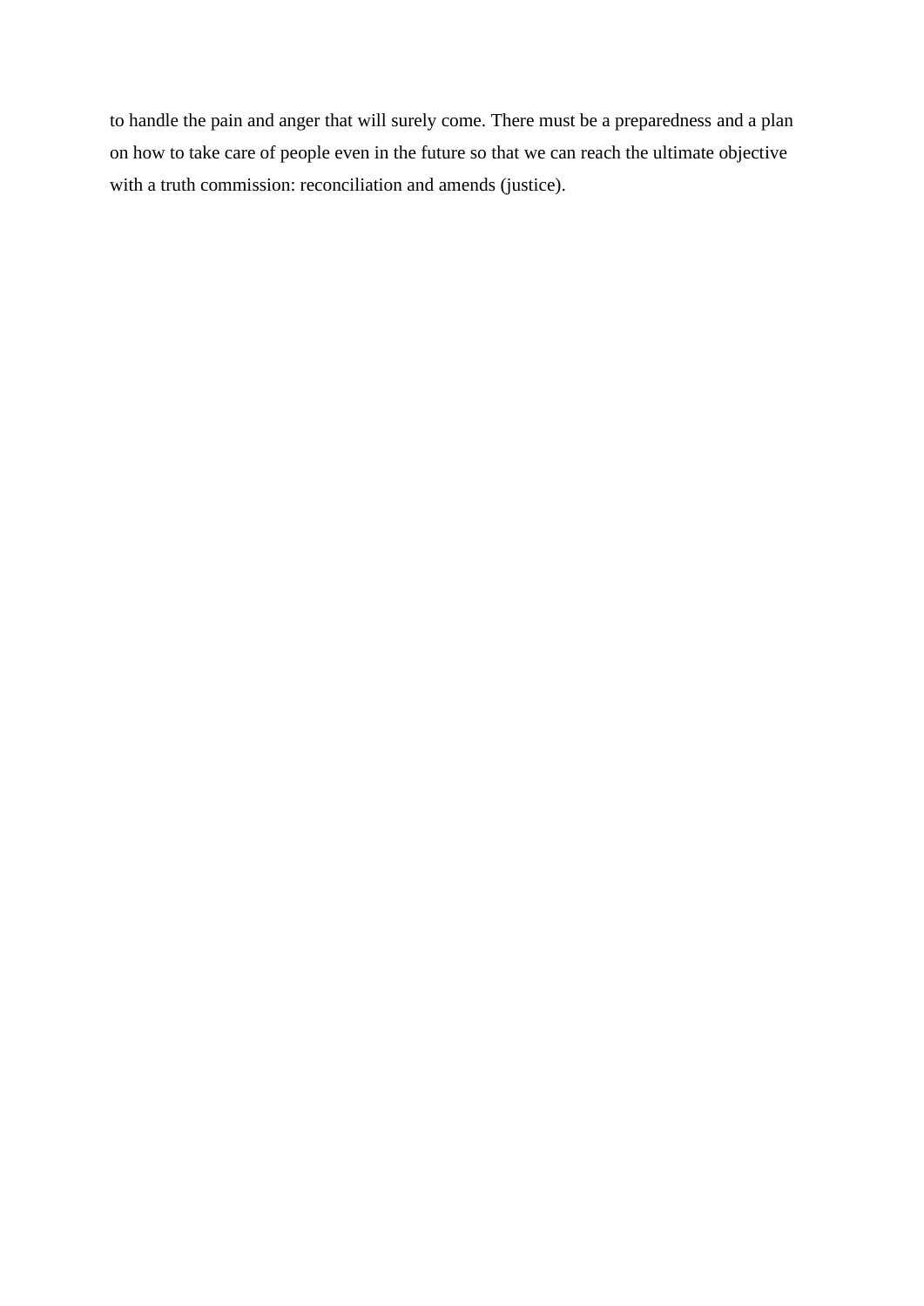to handle the pain and anger that will surely come. There must be a preparedness and a plan on how to take care of people even in the future so that we can reach the ultimate objective with a truth commission: reconciliation and amends (justice).